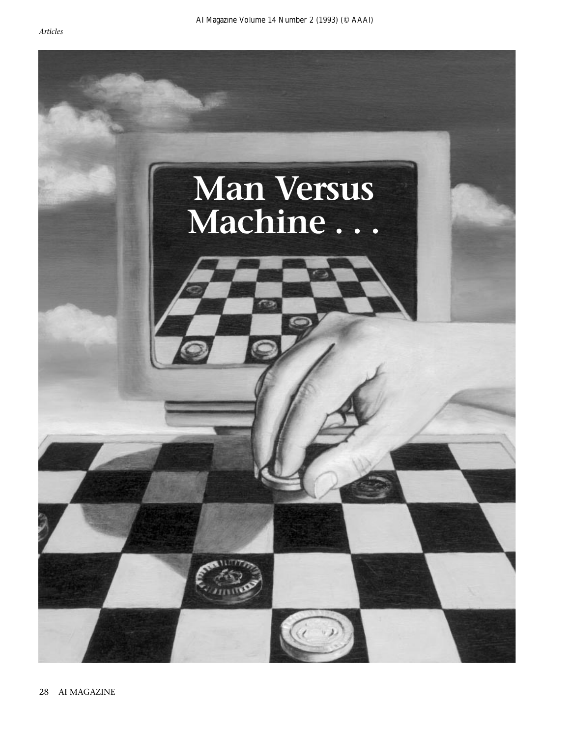# Man Versus Machine . . .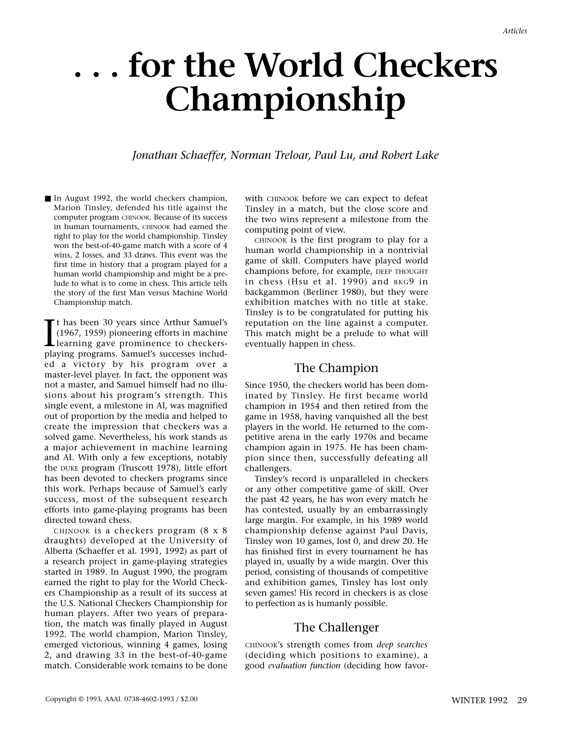# . . . for the World Checkers Championship

*Jonathan Schaeffer, Norman Treloar, Paul Lu, and Robert Lake*

■ In August 1992, the world checkers champion, Marion Tinsley, defended his title against the computer program CHINOOK. Because of its success in human tournaments, CHINOOK had earned the right to play for the world championship. Tinsley won the best-of-40-game match with a score of 4 wins, 2 losses, and 33 draws. This event was the first time in history that a program played for a human world championship and might be a prelude to what is to come in chess. This article tells the story of the first Man versus Machine World Championship match.

It has been 30 years since Arthur Samuel's (1967, 1959) pioneering efforts in machine learning gave prominence to checkers-playing programs. Samuel's successes included a victory by his program over a master-level player. In fact, the opponent was not a master, and Samuel himself had no illusions about his program's strength. This single event, a milestone in AI, was magnified out of proportion by the media and helped to create the impression that checkers was a solved game. Nevertheless, his work stands as a major achievement in machine learning and AI. With only a few exceptions, notably the DUKE program (Truscott 1978), little effort has been devoted to checkers programs since this work. Perhaps because of Samuel's early success, most of the subsequent research efforts into game-playing programs has been directed toward chess.

CHINOOK is a checkers program (8 x 8 draughts) developed at the University of Alberta (Schaeffer et al. 1991, 1992) as part of a research project in game-playing strategies started in 1989. In August 1990, the program earned the right to play for the World Checkers Championship as a result of its success at the U.S. National Checkers Championship for human players. After two years of preparation, the match was finally played in August 1992. The world champion, Marion Tinsley, emerged victorious, winning 4 games, losing 2, and drawing 33 in the best-of-40-game match. Considerable work remains to be done with CHINOOK before we can expect to defeat Tinsley in a match, but the close score and the two wins represent a milestone from the computing point of view.

CHINOOK is the first program to play for a human world championship in a nontrivial game of skill. Computers have played world champions before, for example, DEEP THOUGHT in chess (Hsu et al. 1990) and BKG9 in backgammon (Berliner 1980), but they were exhibition matches with no title at stake. Tinsley is to be congratulated for putting his reputation on the line against a computer. This match might be a prelude to what will eventually happen in chess.

## The Champion

Since 1950, the checkers world has been dominated by Tinsley. He first became world champion in 1954 and then retired from the game in 1958, having vanquished all the best players in the world. He returned to the competitive arena in the early 1970s and became champion again in 1975. He has been champion since then, successfully defeating all challengers.

Tinsley's record is unparalleled in checkers or any other competitive game of skill. Over the past 42 years, he has won every match he has contested, usually by an embarrassingly large margin. For example, in his 1989 world championship defense against Paul Davis, Tinsley won 10 games, lost 0, and drew 20. He has finished first in every tournament he has played in, usually by a wide margin. Over this period, consisting of thousands of competitive and exhibition games, Tinsley has lost only seven games! His record in checkers is as close to perfection as is humanly possible.

## The Challenger

CHINOOK's strength comes from *deep searches* (deciding which positions to examine), a good *evaluation function* (deciding how favor-

Copyright © 1993, AAAI. 0738-4602-1993 / $2.00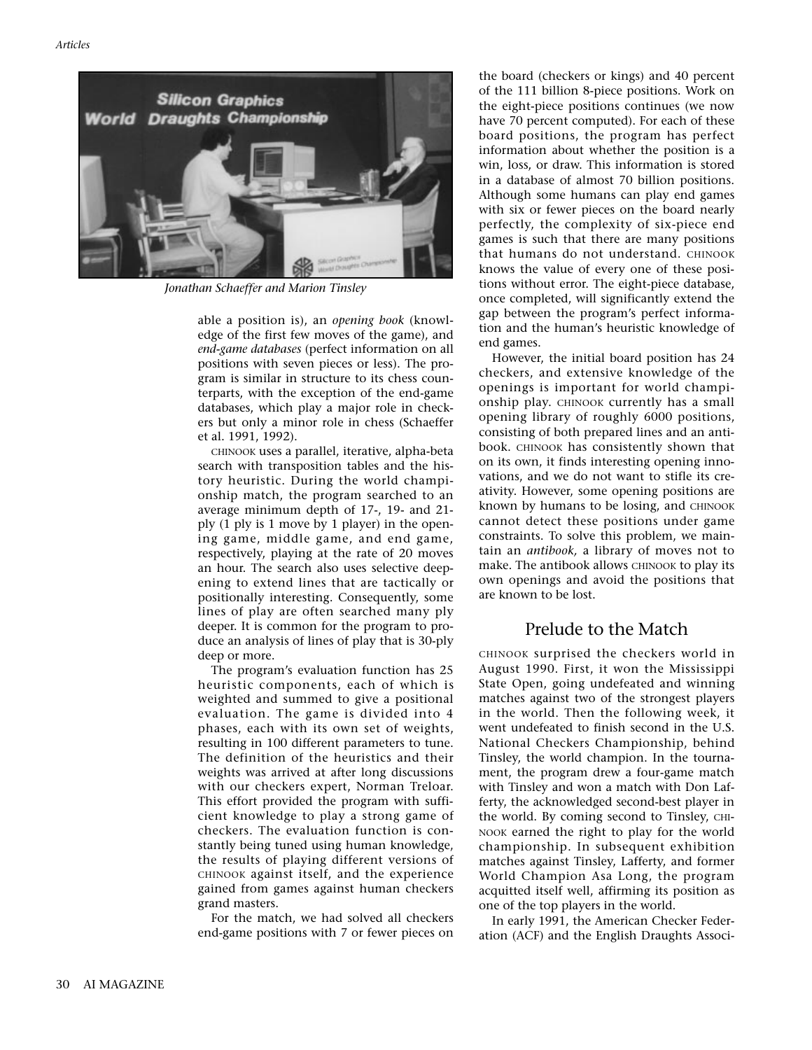Jonathan Schaeffer and Marion Tinsley

able a position is), an *opening book* (knowledge of the first few moves of the game), and *end-game databases* (perfect information on all positions with seven pieces or less). The program is similar in structure to its chess counterparts, with the exception of the end-game databases, which play a major role in checkers but only a minor role in chess (Schaeffer et al. 1991, 1992).

CHINOOK uses a parallel, iterative, alpha-beta search with transposition tables and the history heuristic. During the world championship match, the program searched to an average minimum depth of 17-, 19- and 21-ply (1 ply is 1 move by 1 player) in the opening game, middle game, and end game, respectively, playing at the rate of 20 moves an hour. The search also uses selective deepening to extend lines that are tactically or positionally interesting. Consequently, some lines of play are often searched many ply deeper. It is common for the program to produce an analysis of lines of play that is 30-ply deep or more.

The program's evaluation function has 25 heuristic components, each of which is weighted and summed to give a positional evaluation. The game is divided into 4 phases, each with its own set of weights, resulting in 100 different parameters to tune. The definition of the heuristics and their weights was arrived at after long discussions with our checkers expert, Norman Treloar. This effort provided the program with sufficient knowledge to play a strong game of checkers. The evaluation function is constantly being tuned using human knowledge, the results of playing different versions of CHINOOK against itself, and the experience gained from games against human checkers grand masters.

For the match, we had solved all checkers end-game positions with 7 or fewer pieces on the board (checkers or kings) and 40 percent of the 111 billion 8-piece positions. Work on the eight-piece positions continues (we now have 70 percent computed). For each of these board positions, the program has perfect information about whether the position is a win, loss, or draw. This information is stored in a database of almost 70 billion positions. Although some humans can play end games with six or fewer pieces on the board nearly perfectly, the complexity of six-piece end games is such that there are many positions that humans do not understand. CHINOOK knows the value of every one of these positions without error. The eight-piece database, once completed, will significantly extend the gap between the program's perfect information and the human's heuristic knowledge of end games.

However, the initial board position has 24 checkers, and extensive knowledge of the openings is important for world championship play. CHINOOK currently has a small opening library of roughly 6000 positions, consisting of both prepared lines and an antibook. CHINOOK has consistently shown that on its own, it finds interesting opening innovations, and we do not want to stifle its creativity. However, some opening positions are known by humans to be losing, and CHINOOK cannot detect these positions under game constraints. To solve this problem, we maintain an *antibook,* a library of moves not to make. The antibook allows CHINOOK to play its own openings and avoid the positions that are known to be lost.

## Prelude to the Match

CHINOOK surprised the checkers world in August 1990. First, it won the Mississippi State Open, going undefeated and winning matches against two of the strongest players in the world. Then the following week, it went undefeated to finish second in the U.S. National Checkers Championship, behind Tinsley, the world champion. In the tournament, the program drew a four-game match with Tinsley and won a match with Don Lafferty, the acknowledged second-best player in the world. By coming second to Tinsley, CHINOOK earned the right to play for the world championship. In subsequent exhibition matches against Tinsley, Lafferty, and former World Champion Asa Long, the program acquitted itself well, affirming its position as one of the top players in the world.

In early 1991, the American Checker Federation (ACF) and the English Draughts Associ-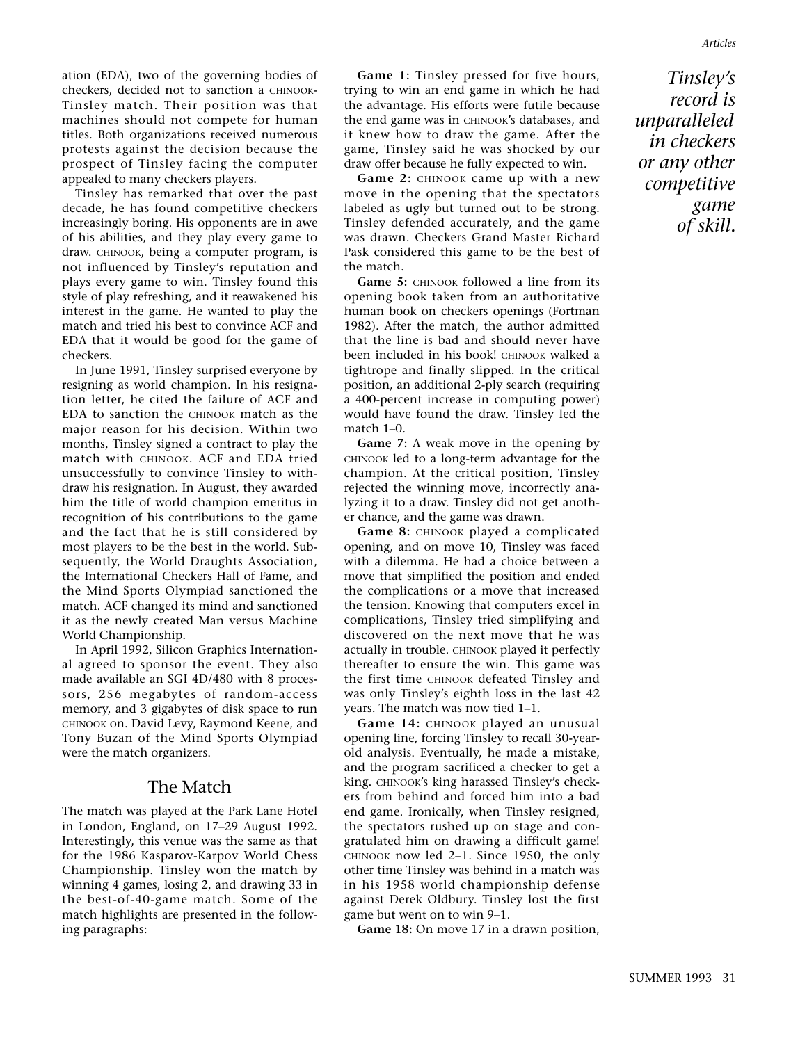ation (EDA), two of the governing bodies of checkers, decided not to sanction a CHINOOK-Tinsley match. Their position was that machines should not compete for human titles. Both organizations received numerous protests against the decision because the prospect of Tinsley facing the computer appealed to many checkers players.

Tinsley has remarked that over the past decade, he has found competitive checkers increasingly boring. His opponents are in awe of his abilities, and they play every game to draw. CHINOOK, being a computer program, is not influenced by Tinsley's reputation and plays every game to win. Tinsley found this style of play refreshing, and it reawakened his interest in the game. He wanted to play the match and tried his best to convince ACF and EDA that it would be good for the game of checkers.

In June 1991, Tinsley surprised everyone by resigning as world champion. In his resignation letter, he cited the failure of ACF and EDA to sanction the CHINOOK match as the major reason for his decision. Within two months, Tinsley signed a contract to play the match with CHINOOK. ACF and EDA tried unsuccessfully to convince Tinsley to withdraw his resignation. In August, they awarded him the title of world champion emeritus in recognition of his contributions to the game and the fact that he is still considered by most players to be the best in the world. Subsequently, the World Draughts Association, the International Checkers Hall of Fame, and the Mind Sports Olympiad sanctioned the match. ACF changed its mind and sanctioned it as the newly created Man versus Machine World Championship.

In April 1992, Silicon Graphics International agreed to sponsor the event. They also made available an SGI 4D/480 with 8 processors, 256 megabytes of random-access memory, and 3 gigabytes of disk space to run CHINOOK on. David Levy, Raymond Keene, and Tony Buzan of the Mind Sports Olympiad were the match organizers.

## The Match

The match was played at the Park Lane Hotel in London, England, on 17–29 August 1992. Interestingly, this venue was the same as that for the 1986 Kasparov-Karpov World Chess Championship. Tinsley won the match by winning 4 games, losing 2, and drawing 33 in the best-of-40-game match. Some of the match highlights are presented in the following paragraphs:

**Game 1:** Tinsley pressed for five hours, trying to win an end game in which he had the advantage. His efforts were futile because the end game was in CHINOOK's databases, and it knew how to draw the game. After the game, Tinsley said he was shocked by our draw offer because he fully expected to win.

**Game 2:** CHINOOK came up with a new move in the opening that the spectators labeled as ugly but turned out to be strong. Tinsley defended accurately, and the game was drawn. Checkers Grand Master Richard Pask considered this game to be the best of the match.

**Game 5:** CHINOOK followed a line from its opening book taken from an authoritative human book on checkers openings (Fortman 1982). After the match, the author admitted that the line is bad and should never have been included in his book! CHINOOK walked a tightrope and finally slipped. In the critical position, an additional 2-ply search (requiring a 400-percent increase in computing power) would have found the draw. Tinsley led the match 1–0.

**Game 7:** A weak move in the opening by CHINOOK led to a long-term advantage for the champion. At the critical position, Tinsley rejected the winning move, incorrectly analyzing it to a draw. Tinsley did not get another chance, and the game was drawn.

**Game 8:** CHINOOK played a complicated opening, and on move 10, Tinsley was faced with a dilemma. He had a choice between a move that simplified the position and ended the complications or a move that increased the tension. Knowing that computers excel in complications, Tinsley tried simplifying and discovered on the next move that he was actually in trouble. CHINOOK played it perfectly thereafter to ensure the win. This game was the first time CHINOOK defeated Tinsley and was only Tinsley's eighth loss in the last 42 years. The match was now tied 1–1.

**Game 14:** CHINOOK played an unusual opening line, forcing Tinsley to recall 30-year-old analysis. Eventually, he made a mistake, and the program sacrificed a checker to get a king. CHINOOK's king harassed Tinsley's checkers from behind and forced him into a bad end game. Ironically, when Tinsley resigned, the spectators rushed up on stage and congratulated him on drawing a difficult game! CHINOOK now led 2–1. Since 1950, the only other time Tinsley was behind in a match was in his 1958 world championship defense against Derek Oldbury. Tinsley lost the first game but went on to win 9–1.

**Game 18:** On move 17 in a drawn position,

*Tinsley's record is unparalleled in checkers or any other competitive game of skill.*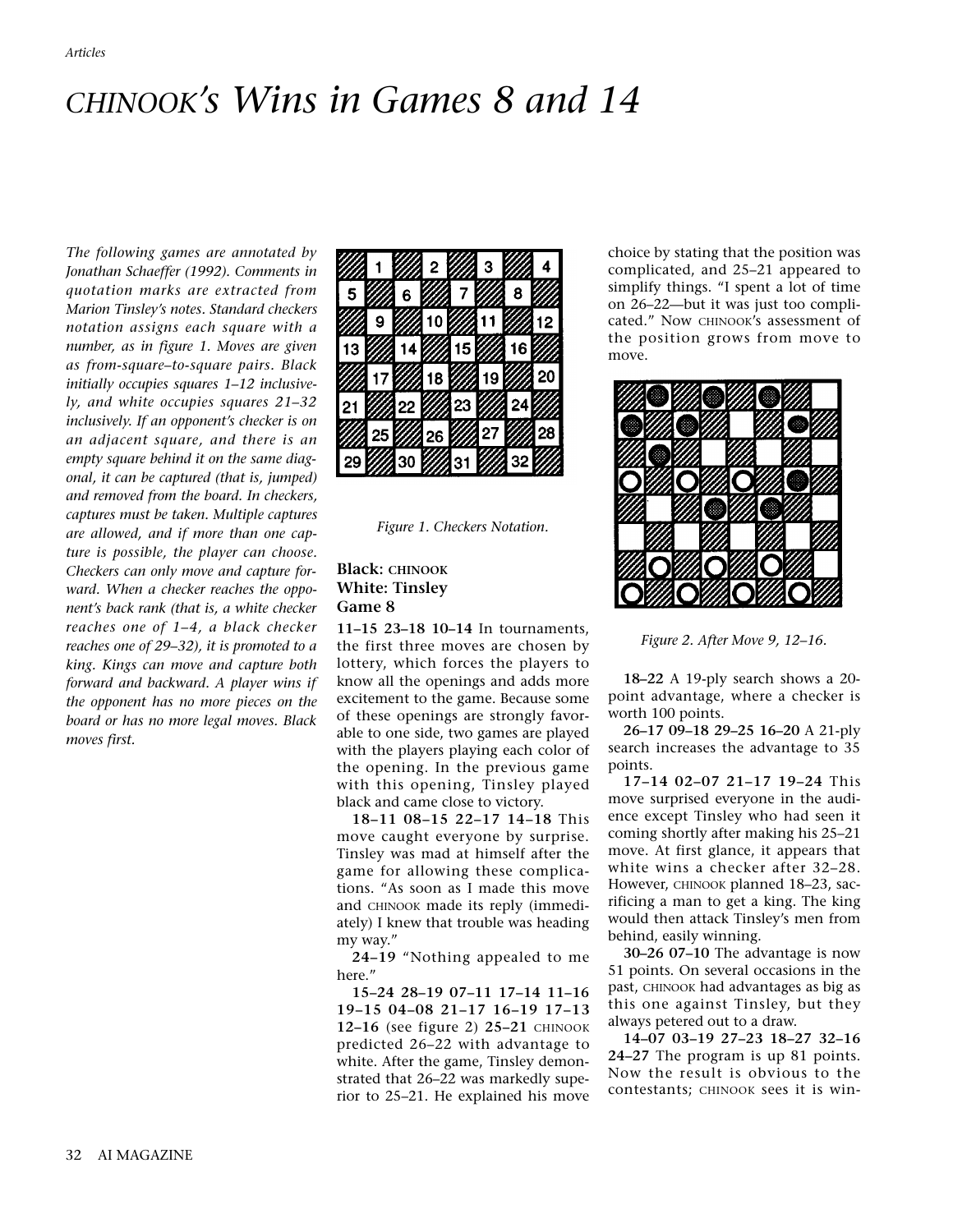# CHINOOK's Wins in Games 8 and 14

*The following games are annotated by Jonathan Schaeffer (1992). Comments in quotation marks are extracted from Marion Tinsley's notes. Standard checkers notation assigns each square with a number, as in figure 1. Moves are given as from-square–to-square pairs. Black initially occupies squares 1–12 inclusively, and white occupies squares 21–32 inclusively. If an opponent's checker is on an adjacent square, and there is an empty square behind it on the same diagonal, it can be captured (that is, jumped) and removed from the board. In checkers, captures must be taken. Multiple captures are allowed, and if more than one capture is possible, the player can choose. Checkers can only move and capture forward. When a checker reaches the opponent's back rank (that is, a white checker reaches one of 1–4, a black checker reaches one of 29–32), it is promoted to a king. Kings can move and capture both forward and backward. A player wins if the opponent has no more pieces on the board or has no more legal moves. Black moves first.*

*Figure 1. Checkers Notation.*

**Black: CHINOOK**
**White: Tinsley**
**Game 8**

**11–15 23–18 10–14** In tournaments, the first three moves are chosen by lottery, which forces the players to know all the openings and adds more excitement to the game. Because some of these openings are strongly favorable to one side, two games are played with the players playing each color of the opening. In the previous game with this opening, Tinsley played black and came close to victory.

**18–11 08–15 22–17 14–18** This move caught everyone by surprise. Tinsley was mad at himself after the game for allowing these complications. "As soon as I made this move and CHINOOK made its reply (immediately) I knew that trouble was heading my way."

**24–19** "Nothing appealed to me here."

**15–24 28–19 07–11 17–14 11–16 19–15 04–08 21–17 16–19 17–13 12–16** (see figure 2) **25–21** CHINOOK predicted 26–22 with advantage to white. After the game, Tinsley demonstrated that 26–22 was markedly superior to 25–21. He explained his move choice by stating that the position was complicated, and 25–21 appeared to simplify things. "I spent a lot of time on 26–22—but it was just too complicated." Now CHINOOK's assessment of the position grows from move to move.

*Figure 2. After Move 9, 12–16.*

**18–22** A 19-ply search shows a 20-point advantage, where a checker is worth 100 points.

**26–17 09–18 29–25 16–20** A 21-ply search increases the advantage to 35 points.

**17–14 02–07 21–17 19–24** This move surprised everyone in the audience except Tinsley who had seen it coming shortly after making his 25–21 move. At first glance, it appears that white wins a checker after 32–28. However, CHINOOK planned 18–23, sacrificing a man to get a king. The king would then attack Tinsley's men from behind, easily winning.

**30–26 07–10** The advantage is now 51 points. On several occasions in the past, CHINOOK had advantages as big as this one against Tinsley, but they always petered out to a draw.

**14–07 03–19 27–23 18–27 32–16 24–27** The program is up 81 points. Now the result is obvious to the contestants; CHINOOK sees it is win-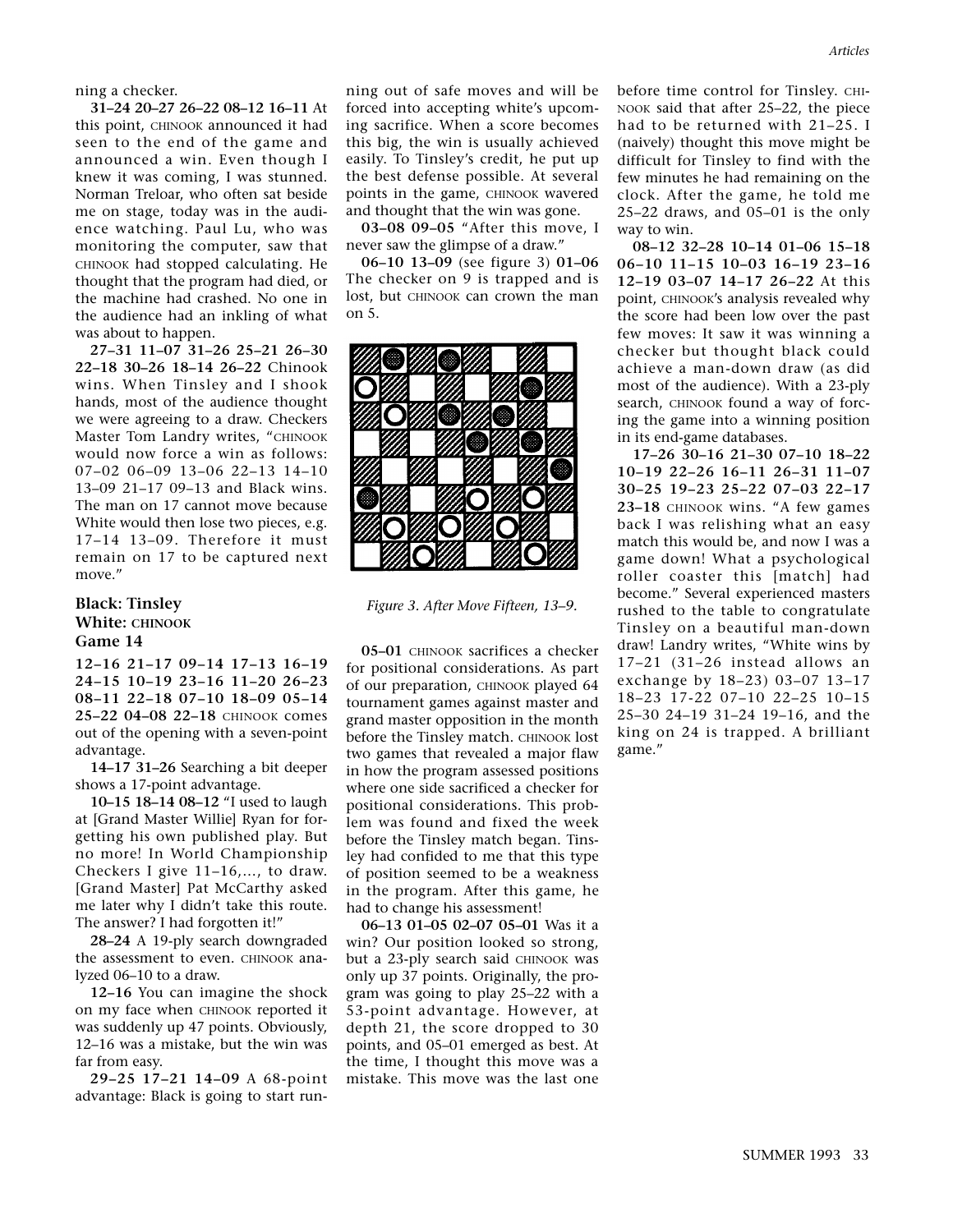ning a checker.

**31–24 20–27 26–22 08–12 16–11** At this point, CHINOOK announced it had seen to the end of the game and announced a win. Even though I knew it was coming, I was stunned. Norman Treloar, who often sat beside me on stage, today was in the audience watching. Paul Lu, who was monitoring the computer, saw that CHINOOK had stopped calculating. He thought that the program had died, or the machine had crashed. No one in the audience had an inkling of what was about to happen.

**27–31 11–07 31–26 25–21 26–30 22–18 30–26 18–14 26–22** Chinook wins. When Tinsley and I shook hands, most of the audience thought we were agreeing to a draw. Checkers Master Tom Landry writes, "CHINOOK would now force a win as follows: 07–02 06–09 13–06 22–13 14–10 13–09 21–17 09–13 and Black wins. The man on 17 cannot move because White would then lose two pieces, e.g. 17–14 13–09. Therefore it must remain on 17 to be captured next move."

**Black: Tinsley**
**White: CHINOOK**
**Game 14**

**12–16 21–17 09–14 17–13 16–19 24–15 10–19 23–16 11–20 26–23 08–11 22–18 07–10 18–09 05–14 25–22 04–08 22–18** CHINOOK comes out of the opening with a seven-point advantage.

**14–17 31–26** Searching a bit deeper shows a 17-point advantage.

**10–15 18–14 08–12** "I used to laugh at [Grand Master Willie] Ryan for forgetting his own published play. But no more! In World Championship Checkers I give 11–16,..., to draw. [Grand Master] Pat McCarthy asked me later why I didn't take this route. The answer? I had forgotten it!"

**28–24** A 19-ply search downgraded the assessment to even. CHINOOK analyzed 06–10 to a draw.

**12–16** You can imagine the shock on my face when CHINOOK reported it was suddenly up 47 points. Obviously, 12–16 was a mistake, but the win was far from easy.

**29–25 17–21 14–09** A 68-point advantage: Black is going to start running out of safe moves and will be forced into accepting white's upcoming sacrifice. When a score becomes this big, the win is usually achieved easily. To Tinsley's credit, he put up the best defense possible. At several points in the game, CHINOOK wavered and thought that the win was gone.

**03–08 09–05** "After this move, I never saw the glimpse of a draw."

**06–10 13–09** (see figure 3) **01–06** The checker on 9 is trapped and is lost, but CHINOOK can crown the man on 5.

*Figure 3. After Move Fifteen, 13–9.*

**05–01** CHINOOK sacrifices a checker for positional considerations. As part of our preparation, CHINOOK played 64 tournament games against master and grand master opposition in the month before the Tinsley match. CHINOOK lost two games that revealed a major flaw in how the program assessed positions where one side sacrificed a checker for positional considerations. This problem was found and fixed the week before the Tinsley match began. Tinsley had confided to me that this type of position seemed to be a weakness in the program. After this game, he had to change his assessment!

**06–13 01–05 02–07 05–01** Was it a win? Our position looked so strong, but a 23-ply search said CHINOOK was only up 37 points. Originally, the program was going to play 25–22 with a 53-point advantage. However, at depth 21, the score dropped to 30 points, and 05–01 emerged as best. At the time, I thought this move was a mistake. This move was the last one before time control for Tinsley. CHINOOK said that after 25–22, the piece had to be returned with 21–25. I (naively) thought this move might be difficult for Tinsley to find with the few minutes he had remaining on the clock. After the game, he told me 25–22 draws, and 05–01 is the only way to win.

**08–12 32–28 10–14 01–06 15–18 06–10 11–15 10–03 16–19 23–16 12–19 03–07 14–17 26–22** At this point, CHINOOK's analysis revealed why the score had been low over the past few moves: It saw it was winning a checker but thought black could achieve a man-down draw (as did most of the audience). With a 23-ply search, CHINOOK found a way of forcing the game into a winning position in its end-game databases.

**17–26 30–16 21–30 07–10 18–22 10–19 22–26 16–11 26–31 11–07 30–25 19–23 25–22 07–03 22–17 23–18** CHINOOK wins. "A few games back I was relishing what an easy match this would be, and now I was a game down! What a psychological roller coaster this [match] had become." Several experienced masters rushed to the table to congratulate Tinsley on a beautiful man-down draw! Landry writes, "White wins by 17–21 (31–26 instead allows an exchange by 18–23) 03–07 13–17 18–23 17-22 07–10 22–25 10–15 25–30 24–19 31–24 19–16, and the king on 24 is trapped. A brilliant game."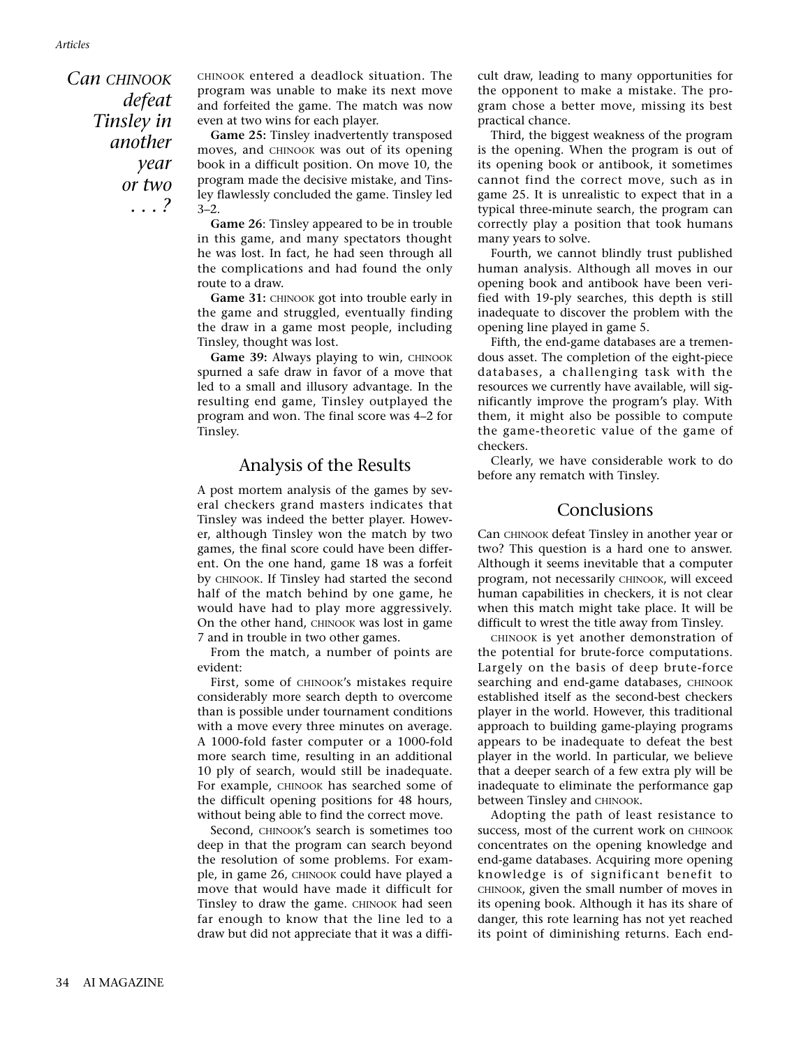*Can CHINOOK defeat Tinsley in another year or two . . . ?*

CHINOOK entered a deadlock situation. The program was unable to make its next move and forfeited the game. The match was now even at two wins for each player.

**Game 25:** Tinsley inadvertently transposed moves, and CHINOOK was out of its opening book in a difficult position. On move 10, the program made the decisive mistake, and Tinsley flawlessly concluded the game. Tinsley led 3–2.

**Game 26**: Tinsley appeared to be in trouble in this game, and many spectators thought he was lost. In fact, he had seen through all the complications and had found the only route to a draw.

**Game 31:** CHINOOK got into trouble early in the game and struggled, eventually finding the draw in a game most people, including Tinsley, thought was lost.

**Game 39:** Always playing to win, CHINOOK spurned a safe draw in favor of a move that led to a small and illusory advantage. In the resulting end game, Tinsley outplayed the program and won. The final score was 4–2 for Tinsley.

## Analysis of the Results

A post mortem analysis of the games by several checkers grand masters indicates that Tinsley was indeed the better player. However, although Tinsley won the match by two games, the final score could have been different. On the one hand, game 18 was a forfeit by CHINOOK. If Tinsley had started the second half of the match behind by one game, he would have had to play more aggressively. On the other hand, CHINOOK was lost in game 7 and in trouble in two other games.

From the match, a number of points are evident:

First, some of CHINOOK's mistakes require considerably more search depth to overcome than is possible under tournament conditions with a move every three minutes on average. A 1000-fold faster computer or a 1000-fold more search time, resulting in an additional 10 ply of search, would still be inadequate. For example, CHINOOK has searched some of the difficult opening positions for 48 hours, without being able to find the correct move.

Second, CHINOOK's search is sometimes too deep in that the program can search beyond the resolution of some problems. For example, in game 26, CHINOOK could have played a move that would have made it difficult for Tinsley to draw the game. CHINOOK had seen far enough to know that the line led to a draw but did not appreciate that it was a difficult draw, leading to many opportunities for the opponent to make a mistake. The program chose a better move, missing its best practical chance.

Third, the biggest weakness of the program is the opening. When the program is out of its opening book or antibook, it sometimes cannot find the correct move, such as in game 25. It is unrealistic to expect that in a typical three-minute search, the program can correctly play a position that took humans many years to solve.

Fourth, we cannot blindly trust published human analysis. Although all moves in our opening book and antibook have been verified with 19-ply searches, this depth is still inadequate to discover the problem with the opening line played in game 5.

Fifth, the end-game databases are a tremendous asset. The completion of the eight-piece databases, a challenging task with the resources we currently have available, will significantly improve the program's play. With them, it might also be possible to compute the game-theoretic value of the game of checkers.

Clearly, we have considerable work to do before any rematch with Tinsley.

## Conclusions

Can CHINOOK defeat Tinsley in another year or two? This question is a hard one to answer. Although it seems inevitable that a computer program, not necessarily CHINOOK, will exceed human capabilities in checkers, it is not clear when this match might take place. It will be difficult to wrest the title away from Tinsley.

CHINOOK is yet another demonstration of the potential for brute-force computations. Largely on the basis of deep brute-force searching and end-game databases, CHINOOK established itself as the second-best checkers player in the world. However, this traditional approach to building game-playing programs appears to be inadequate to defeat the best player in the world. In particular, we believe that a deeper search of a few extra ply will be inadequate to eliminate the performance gap between Tinsley and CHINOOK.

Adopting the path of least resistance to success, most of the current work on CHINOOK concentrates on the opening knowledge and end-game databases. Acquiring more opening knowledge is of significant benefit to CHINOOK, given the small number of moves in its opening book. Although it has its share of danger, this rote learning has not yet reached its point of diminishing returns. Each end-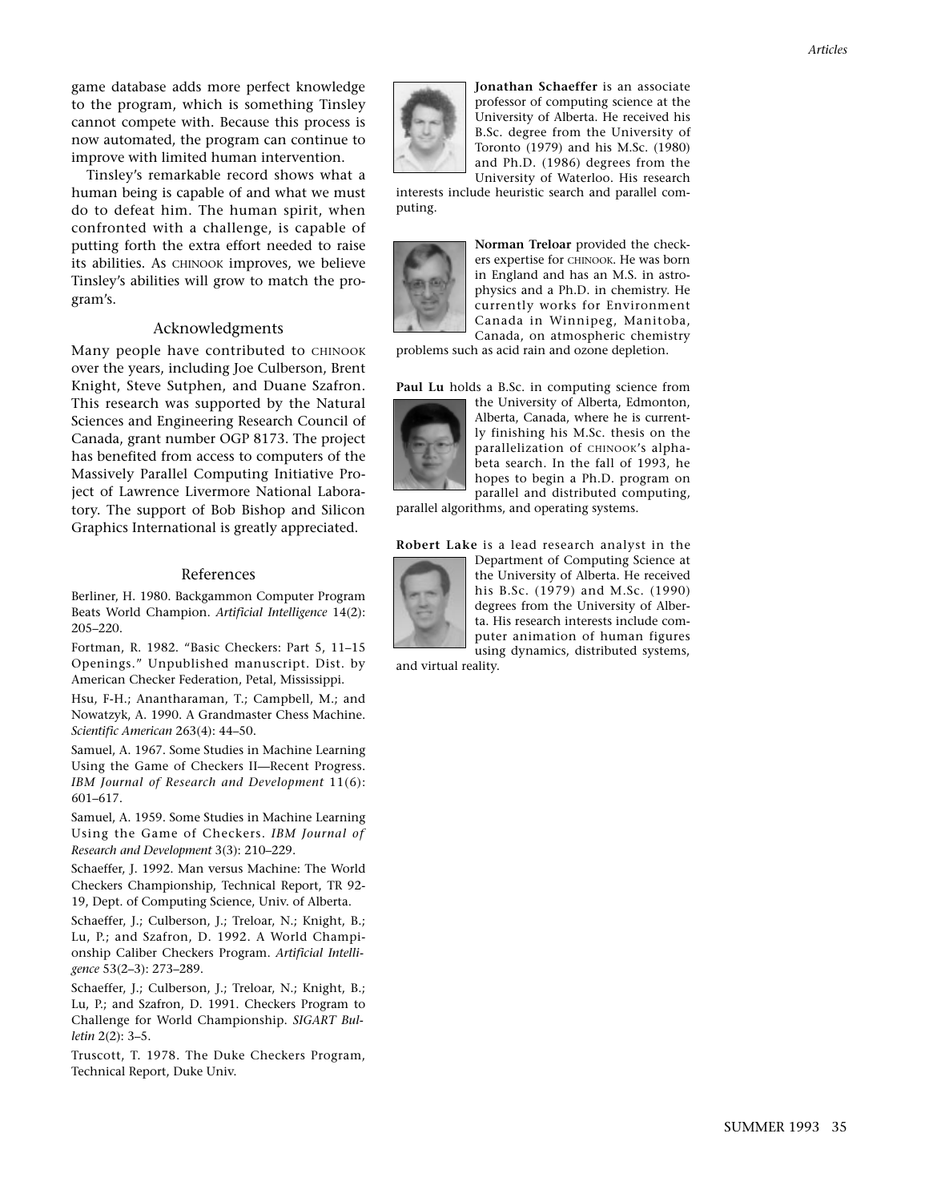game database adds more perfect knowledge to the program, which is something Tinsley cannot compete with. Because this process is now automated, the program can continue to improve with limited human intervention.

Tinsley's remarkable record shows what a human being is capable of and what we must do to defeat him. The human spirit, when confronted with a challenge, is capable of putting forth the extra effort needed to raise its abilities. As CHINOOK improves, we believe Tinsley's abilities will grow to match the program's.

## Acknowledgments

Many people have contributed to CHINOOK over the years, including Joe Culberson, Brent Knight, Steve Sutphen, and Duane Szafron. This research was supported by the Natural Sciences and Engineering Research Council of Canada, grant number OGP 8173. The project has benefited from access to computers of the Massively Parallel Computing Initiative Project of Lawrence Livermore National Laboratory. The support of Bob Bishop and Silicon Graphics International is greatly appreciated.

## References

Berliner, H. 1980. Backgammon Computer Program Beats World Champion. *Artificial Intelligence* 14(2): 205–220.

Fortman, R. 1982. "Basic Checkers: Part 5, 11–15 Openings." Unpublished manuscript. Dist. by American Checker Federation, Petal, Mississippi.

Hsu, F-H.; Anantharaman, T.; Campbell, M.; and Nowatzyk, A. 1990. A Grandmaster Chess Machine. *Scientific American* 263(4): 44–50.

Samuel, A. 1967. Some Studies in Machine Learning Using the Game of Checkers II—Recent Progress. *IBM Journal of Research and Development* 11(6): 601–617.

Samuel, A. 1959. Some Studies in Machine Learning Using the Game of Checkers. *IBM Journal of Research and Development* 3(3): 210–229.

Schaeffer, J. 1992. Man versus Machine: The World Checkers Championship, Technical Report, TR 92-19, Dept. of Computing Science, Univ. of Alberta.

Schaeffer, J.; Culberson, J.; Treloar, N.; Knight, B.; Lu, P.; and Szafron, D. 1992. A World Championship Caliber Checkers Program. *Artificial Intelligence* 53(2–3): 273–289.

Schaeffer, J.; Culberson, J.; Treloar, N.; Knight, B.; Lu, P.; and Szafron, D. 1991. Checkers Program to Challenge for World Championship. *SIGART Bulletin* 2(2): 3–5.

Truscott, T. 1978. The Duke Checkers Program, Technical Report, Duke Univ.

**Jonathan Schaeffer** is an associate professor of computing science at the University of Alberta. He received his B.Sc. degree from the University of Toronto (1979) and his M.Sc. (1980) and Ph.D. (1986) degrees from the University of Waterloo. His research interests include heuristic search and parallel computing.

**Norman Treloar** provided the checkers expertise for CHINOOK. He was born in England and has an M.S. in astrophysics and a Ph.D. in chemistry. He currently works for Environment Canada in Winnipeg, Manitoba, Canada, on atmospheric chemistry problems such as acid rain and ozone depletion.

**Paul Lu** holds a B.Sc. in computing science from the University of Alberta, Edmonton, Alberta, Canada, where he is currently finishing his M.Sc. thesis on the parallelization of CHINOOK's alpha-beta search. In the fall of 1993, he hopes to begin a Ph.D. program on parallel and distributed computing, parallel algorithms, and operating systems.

**Robert Lake** is a lead research analyst in the Department of Computing Science at the University of Alberta. He received his B.Sc. (1979) and M.Sc. (1990) degrees from the University of Alberta. His research interests include computer animation of human figures using dynamics, distributed systems, and virtual reality.